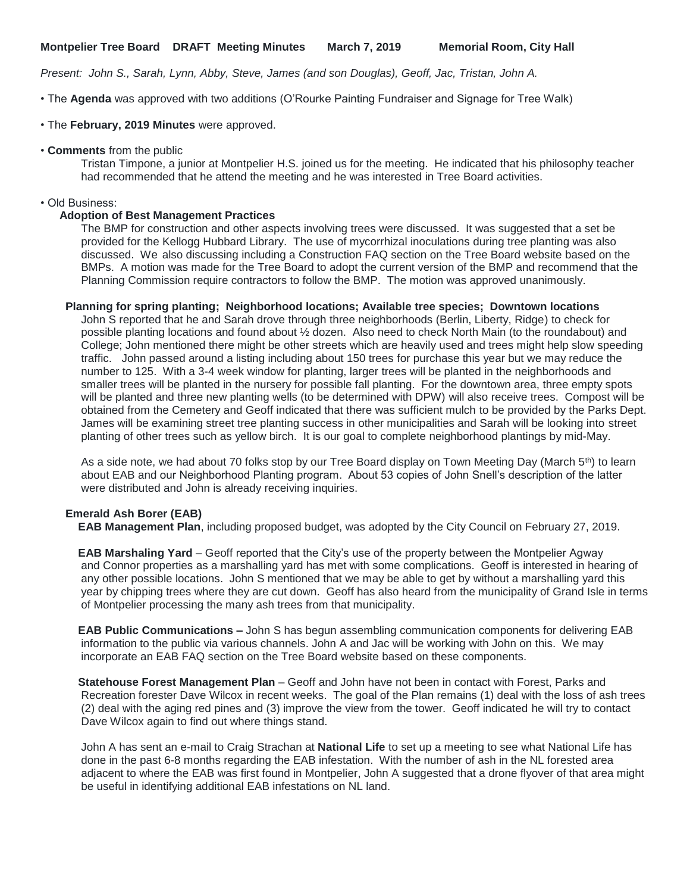**Montpelier Tree Board DRAFT Meeting Minutes March 7, 2019 Memorial Room, City Hall**

*Present: John S., Sarah, Lynn, Abby, Steve, James (and son Douglas), Geoff, Jac, Tristan, John A.*

- The **Agenda** was approved with two additions (O'Rourke Painting Fundraiser and Signage for Tree Walk)

- The **February, 2019 Minutes** were approved.

- **Comments** from the public

  Tristan Timpone, a junior at Montpelier H.S. joined us for the meeting. He indicated that his philosophy teacher had recommended that he attend the meeting and he was interested in Tree Board activities.

- Old Business:

  **Adoption of Best Management Practices**

  The BMP for construction and other aspects involving trees were discussed. It was suggested that a set be provided for the Kellogg Hubbard Library. The use of mycorrhizal inoculations during tree planting was also discussed. We also discussing including a Construction FAQ section on the Tree Board website based on the BMPs. A motion was made for the Tree Board to adopt the current version of the BMP and recommend that the Planning Commission require contractors to follow the BMP. The motion was approved unanimously.

  **Planning for spring planting; Neighborhood locations; Available tree species; Downtown locations**

  John S reported that he and Sarah drove through three neighborhoods (Berlin, Liberty, Ridge) to check for possible planting locations and found about ½ dozen. Also need to check North Main (to the roundabout) and College; John mentioned there might be other streets which are heavily used and trees might help slow speeding traffic. John passed around a listing including about 150 trees for purchase this year but we may reduce the number to 125. With a 3-4 week window for planting, larger trees will be planted in the neighborhoods and smaller trees will be planted in the nursery for possible fall planting. For the downtown area, three empty spots will be planted and three new planting wells (to be determined with DPW) will also receive trees. Compost will be obtained from the Cemetery and Geoff indicated that there was sufficient mulch to be provided by the Parks Dept. James will be examining street tree planting success in other municipalities and Sarah will be looking into street planting of other trees such as yellow birch. It is our goal to complete neighborhood plantings by mid-May.

  As a side note, we had about 70 folks stop by our Tree Board display on Town Meeting Day (March 5th) to learn about EAB and our Neighborhood Planting program. About 53 copies of John Snell's description of the latter were distributed and John is already receiving inquiries.

  **Emerald Ash Borer (EAB)**

  **EAB Management Plan**, including proposed budget, was adopted by the City Council on February 27, 2019.

  **EAB Marshaling Yard** – Geoff reported that the City's use of the property between the Montpelier Agway and Connor properties as a marshalling yard has met with some complications. Geoff is interested in hearing of any other possible locations. John S mentioned that we may be able to get by without a marshalling yard this year by chipping trees where they are cut down. Geoff has also heard from the municipality of Grand Isle in terms of Montpelier processing the many ash trees from that municipality.

  **EAB Public Communications –** John S has begun assembling communication components for delivering EAB information to the public via various channels. John A and Jac will be working with John on this. We may incorporate an EAB FAQ section on the Tree Board website based on these components.

  **Statehouse Forest Management Plan** – Geoff and John have not been in contact with Forest, Parks and Recreation forester Dave Wilcox in recent weeks. The goal of the Plan remains (1) deal with the loss of ash trees (2) deal with the aging red pines and (3) improve the view from the tower. Geoff indicated he will try to contact Dave Wilcox again to find out where things stand.

  John A has sent an e-mail to Craig Strachan at **National Life** to set up a meeting to see what National Life has done in the past 6-8 months regarding the EAB infestation. With the number of ash in the NL forested area adjacent to where the EAB was first found in Montpelier, John A suggested that a drone flyover of that area might be useful in identifying additional EAB infestations on NL land.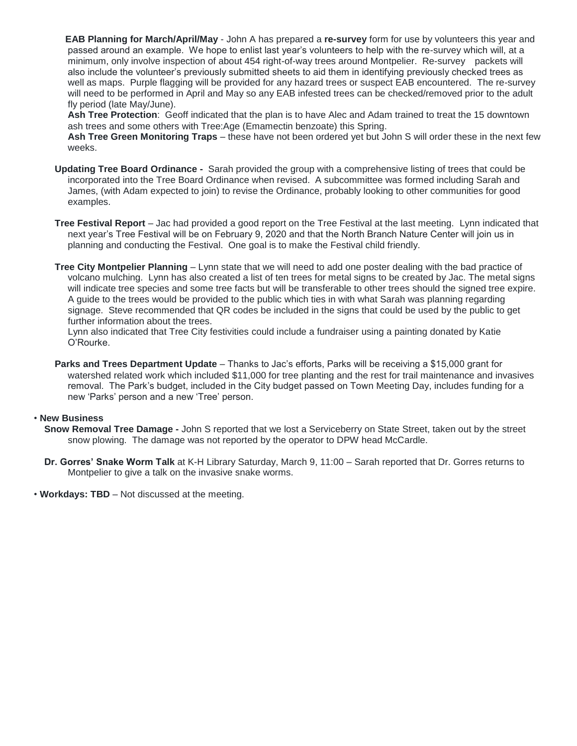**EAB Planning for March/April/May** - John A has prepared a **re-survey** form for use by volunteers this year and passed around an example. We hope to enlist last year's volunteers to help with the re-survey which will, at a minimum, only involve inspection of about 454 right-of-way trees around Montpelier. Re-survey packets will also include the volunteer's previously submitted sheets to aid them in identifying previously checked trees as well as maps. Purple flagging will be provided for any hazard trees or suspect EAB encountered. The re-survey will need to be performed in April and May so any EAB infested trees can be checked/removed prior to the adult fly period (late May/June).

**Ash Tree Protection**: Geoff indicated that the plan is to have Alec and Adam trained to treat the 15 downtown ash trees and some others with Tree:Age (Emamectin benzoate) this Spring.

**Ash Tree Green Monitoring Traps** – these have not been ordered yet but John S will order these in the next few weeks.

**Updating Tree Board Ordinance -** Sarah provided the group with a comprehensive listing of trees that could be incorporated into the Tree Board Ordinance when revised. A subcommittee was formed including Sarah and James, (with Adam expected to join) to revise the Ordinance, probably looking to other communities for good examples.

**Tree Festival Report** – Jac had provided a good report on the Tree Festival at the last meeting. Lynn indicated that next year's Tree Festival will be on February 9, 2020 and that the North Branch Nature Center will join us in planning and conducting the Festival. One goal is to make the Festival child friendly.

**Tree City Montpelier Planning** – Lynn state that we will need to add one poster dealing with the bad practice of volcano mulching. Lynn has also created a list of ten trees for metal signs to be created by Jac. The metal signs will indicate tree species and some tree facts but will be transferable to other trees should the signed tree expire. A guide to the trees would be provided to the public which ties in with what Sarah was planning regarding signage. Steve recommended that QR codes be included in the signs that could be used by the public to get further information about the trees.

Lynn also indicated that Tree City festivities could include a fundraiser using a painting donated by Katie O'Rourke.

**Parks and Trees Department Update** – Thanks to Jac's efforts, Parks will be receiving a $15,000 grant for watershed related work which included $11,000 for tree planting and the rest for trail maintenance and invasives removal. The Park's budget, included in the City budget passed on Town Meeting Day, includes funding for a new 'Parks' person and a new 'Tree' person.

- **New Business**

  **Snow Removal Tree Damage -** John S reported that we lost a Serviceberry on State Street, taken out by the street snow plowing. The damage was not reported by the operator to DPW head McCardle.

  **Dr. Gorres' Snake Worm Talk** at K-H Library Saturday, March 9, 11:00 – Sarah reported that Dr. Gorres returns to Montpelier to give a talk on the invasive snake worms.

- **Workdays: TBD** – Not discussed at the meeting.